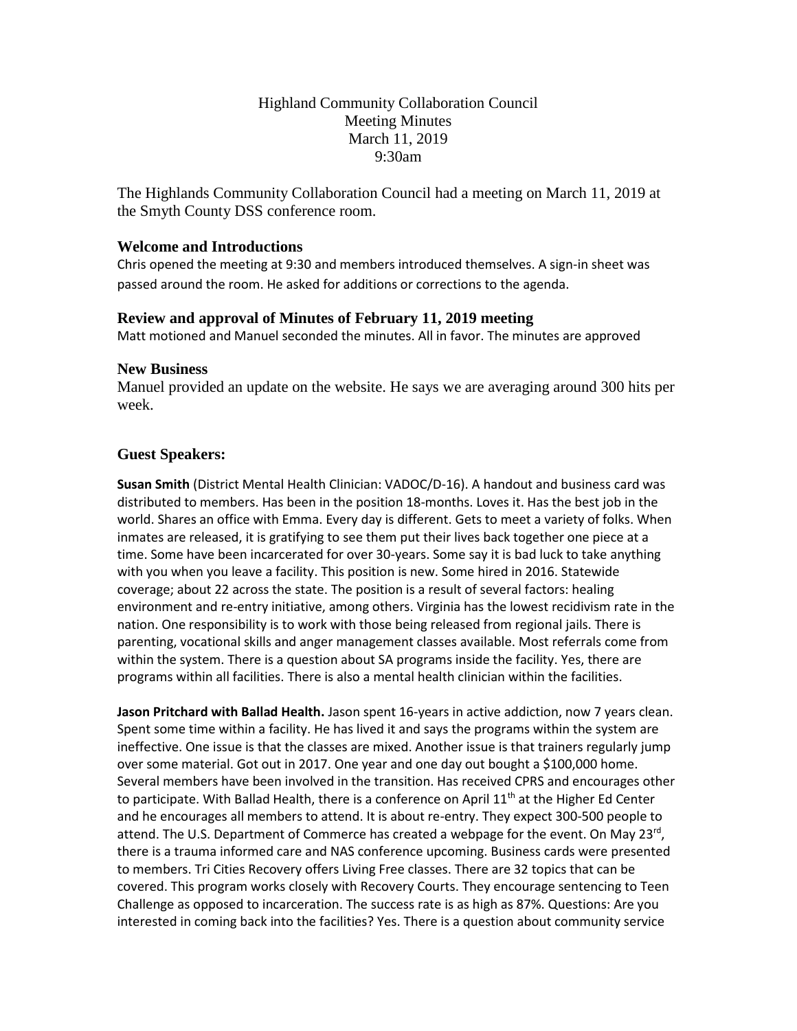# Highland Community Collaboration Council
## Meeting Minutes
### March 11, 2019
### 9:30am

The Highlands Community Collaboration Council had a meeting on March 11, 2019 at the Smyth County DSS conference room.

### Welcome and Introductions

Chris opened the meeting at 9:30 and members introduced themselves. A sign-in sheet was passed around the room. He asked for additions or corrections to the agenda.

### Review and approval of Minutes of February 11, 2019 meeting

Matt motioned and Manuel seconded the minutes. All in favor. The minutes are approved

### New Business

Manuel provided an update on the website. He says we are averaging around 300 hits per week.

### Guest Speakers:

**Susan Smith** (District Mental Health Clinician: VADOC/D-16). A handout and business card was distributed to members. Has been in the position 18-months. Loves it. Has the best job in the world. Shares an office with Emma. Every day is different. Gets to meet a variety of folks. When inmates are released, it is gratifying to see them put their lives back together one piece at a time. Some have been incarcerated for over 30-years. Some say it is bad luck to take anything with you when you leave a facility. This position is new. Some hired in 2016. Statewide coverage; about 22 across the state. The position is a result of several factors: healing environment and re-entry initiative, among others. Virginia has the lowest recidivism rate in the nation. One responsibility is to work with those being released from regional jails. There is parenting, vocational skills and anger management classes available. Most referrals come from within the system. There is a question about SA programs inside the facility. Yes, there are programs within all facilities. There is also a mental health clinician within the facilities.

**Jason Pritchard with Ballad Health.** Jason spent 16-years in active addiction, now 7 years clean. Spent some time within a facility. He has lived it and says the programs within the system are ineffective. One issue is that the classes are mixed. Another issue is that trainers regularly jump over some material. Got out in 2017. One year and one day out bought a $100,000 home. Several members have been involved in the transition. Has received CPRS and encourages other to participate. With Ballad Health, there is a conference on April 11th at the Higher Ed Center and he encourages all members to attend. It is about re-entry. They expect 300-500 people to attend. The U.S. Department of Commerce has created a webpage for the event. On May 23rd, there is a trauma informed care and NAS conference upcoming. Business cards were presented to members. Tri Cities Recovery offers Living Free classes. There are 32 topics that can be covered. This program works closely with Recovery Courts. They encourage sentencing to Teen Challenge as opposed to incarceration. The success rate is as high as 87%. Questions: Are you interested in coming back into the facilities? Yes. There is a question about community service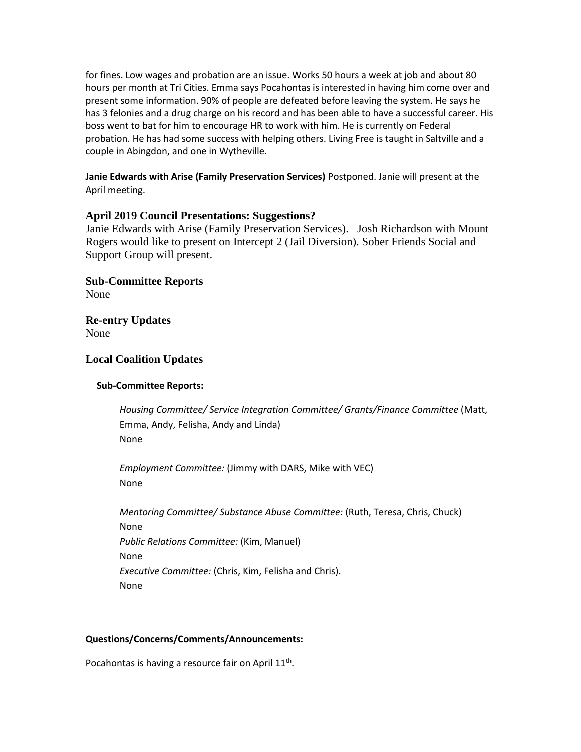for fines. Low wages and probation are an issue. Works 50 hours a week at job and about 80 hours per month at Tri Cities. Emma says Pocahontas is interested in having him come over and present some information. 90% of people are defeated before leaving the system. He says he has 3 felonies and a drug charge on his record and has been able to have a successful career. His boss went to bat for him to encourage HR to work with him. He is currently on Federal probation. He has had some success with helping others. Living Free is taught in Saltville and a couple in Abingdon, and one in Wytheville.

**Janie Edwards with Arise (Family Preservation Services)** Postponed. Janie will present at the April meeting.

### April 2019 Council Presentations: Suggestions?

Janie Edwards with Arise (Family Preservation Services). Josh Richardson with Mount Rogers would like to present on Intercept 2 (Jail Diversion). Sober Friends Social and Support Group will present.

### Sub-Committee Reports

None

### Re-entry Updates

None

### Local Coalition Updates

**Sub-Committee Reports:**

*Housing Committee/ Service Integration Committee/ Grants/Finance Committee* (Matt, Emma, Andy, Felisha, Andy and Linda)
None

*Employment Committee:* (Jimmy with DARS, Mike with VEC)
None

*Mentoring Committee/ Substance Abuse Committee:* (Ruth, Teresa, Chris, Chuck)
None
*Public Relations Committee:* (Kim, Manuel)
None
*Executive Committee:* (Chris, Kim, Felisha and Chris).
None

**Questions/Concerns/Comments/Announcements:**

Pocahontas is having a resource fair on April 11th.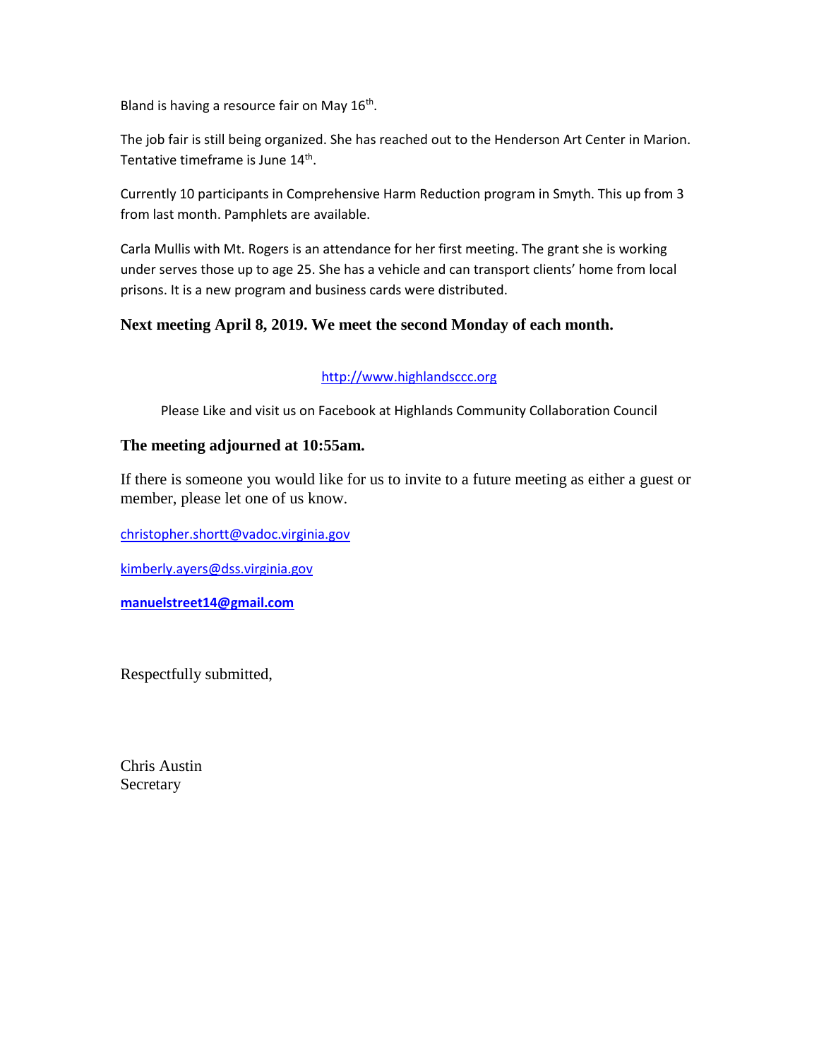Bland is having a resource fair on May 16th.

The job fair is still being organized. She has reached out to the Henderson Art Center in Marion. Tentative timeframe is June 14th.

Currently 10 participants in Comprehensive Harm Reduction program in Smyth. This up from 3 from last month. Pamphlets are available.

Carla Mullis with Mt. Rogers is an attendance for her first meeting. The grant she is working under serves those up to age 25. She has a vehicle and can transport clients' home from local prisons. It is a new program and business cards were distributed.

**Next meeting April 8, 2019. We meet the second Monday of each month.**

http://www.highlandsccc.org

Please Like and visit us on Facebook at Highlands Community Collaboration Council

**The meeting adjourned at 10:55am.**

If there is someone you would like for us to invite to a future meeting as either a guest or member, please let one of us know.

christopher.shortt@vadoc.virginia.gov

kimberly.ayers@dss.virginia.gov

**manuelstreet14@gmail.com**

Respectfully submitted,

Chris Austin
Secretary